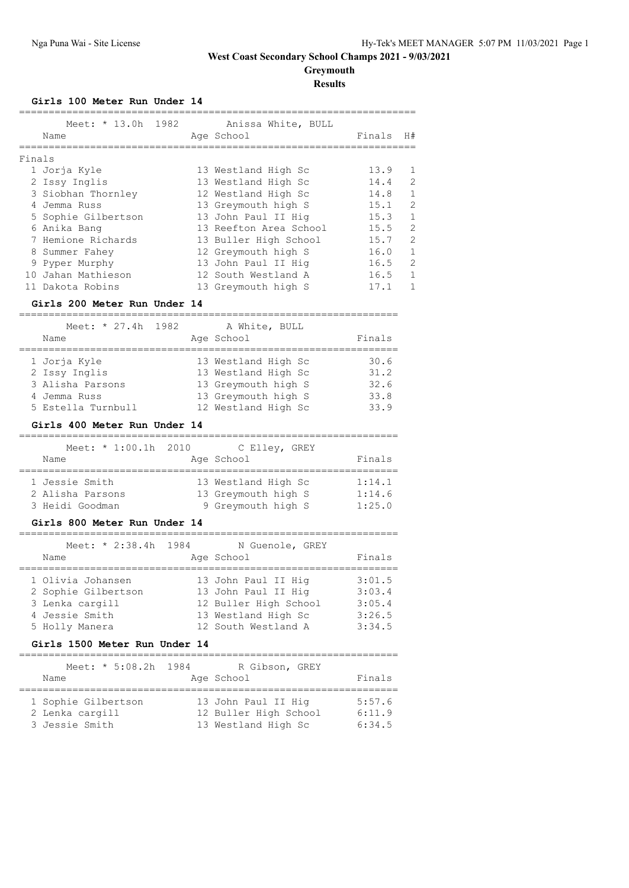# West Coast Secondary School Champs 2021 - 9/03/2021

## Greymouth

### Results

#### Girls 100 Meter Run Under 14

Meet: * 13.0h 1982 Anissa White, BULL

| | Name | Age | School | Finals | H# |
|---|---|---|---|---|---|
| **Finals** | | | | | |
| 1 | Jorja Kyle | 13 | Westland High Sc | 13.9 | 1 |
| 2 | Issy Inglis | 13 | Westland High Sc | 14.4 | 2 |
| 3 | Siobhan Thornley | 12 | Westland High Sc | 14.8 | 1 |
| 4 | Jemma Russ | 13 | Greymouth high S | 15.1 | 2 |
| 5 | Sophie Gilbertson | 13 | John Paul II Hig | 15.3 | 1 |
| 6 | Anika Bang | 13 | Reefton Area School | 15.5 | 2 |
| 7 | Hemione Richards | 13 | Buller High School | 15.7 | 2 |
| 8 | Summer Fahey | 12 | Greymouth high S | 16.0 | 1 |
| 9 | Pyper Murphy | 13 | John Paul II Hig | 16.5 | 2 |
| 10 | Jahan Mathieson | 12 | South Westland A | 16.5 | 1 |
| 11 | Dakota Robins | 13 | Greymouth high S | 17.1 | 1 |

#### Girls 200 Meter Run Under 14

Meet: * 27.4h 1982 A White, BULL

| | Name | Age | School | Finals |
|---|---|---|---|---|
| 1 | Jorja Kyle | 13 | Westland High Sc | 30.6 |
| 2 | Issy Inglis | 13 | Westland High Sc | 31.2 |
| 3 | Alisha Parsons | 13 | Greymouth high S | 32.6 |
| 4 | Jemma Russ | 13 | Greymouth high S | 33.8 |
| 5 | Estella Turnbull | 12 | Westland High Sc | 33.9 |

#### Girls 400 Meter Run Under 14

Meet: * 1:00.1h 2010 C Elley, GREY

| | Name | Age | School | Finals |
|---|---|---|---|---|
| 1 | Jessie Smith | 13 | Westland High Sc | 1:14.1 |
| 2 | Alisha Parsons | 13 | Greymouth high S | 1:14.6 |
| 3 | Heidi Goodman | 9 | Greymouth high S | 1:25.0 |

#### Girls 800 Meter Run Under 14

Meet: * 2:38.4h 1984 N Guenole, GREY

| | Name | Age | School | Finals |
|---|---|---|---|---|
| 1 | Olivia Johansen | 13 | John Paul II Hig | 3:01.5 |
| 2 | Sophie Gilbertson | 13 | John Paul II Hig | 3:03.4 |
| 3 | Lenka cargill | 12 | Buller High School | 3:05.4 |
| 4 | Jessie Smith | 13 | Westland High Sc | 3:26.5 |
| 5 | Holly Manera | 12 | South Westland A | 3:34.5 |

#### Girls 1500 Meter Run Under 14

Meet: * 5:08.2h 1984 R Gibson, GREY

| | Name | Age | School | Finals |
|---|---|---|---|---|
| 1 | Sophie Gilbertson | 13 | John Paul II Hig | 5:57.6 |
| 2 | Lenka cargill | 12 | Buller High School | 6:11.9 |
| 3 | Jessie Smith | 13 | Westland High Sc | 6:34.5 |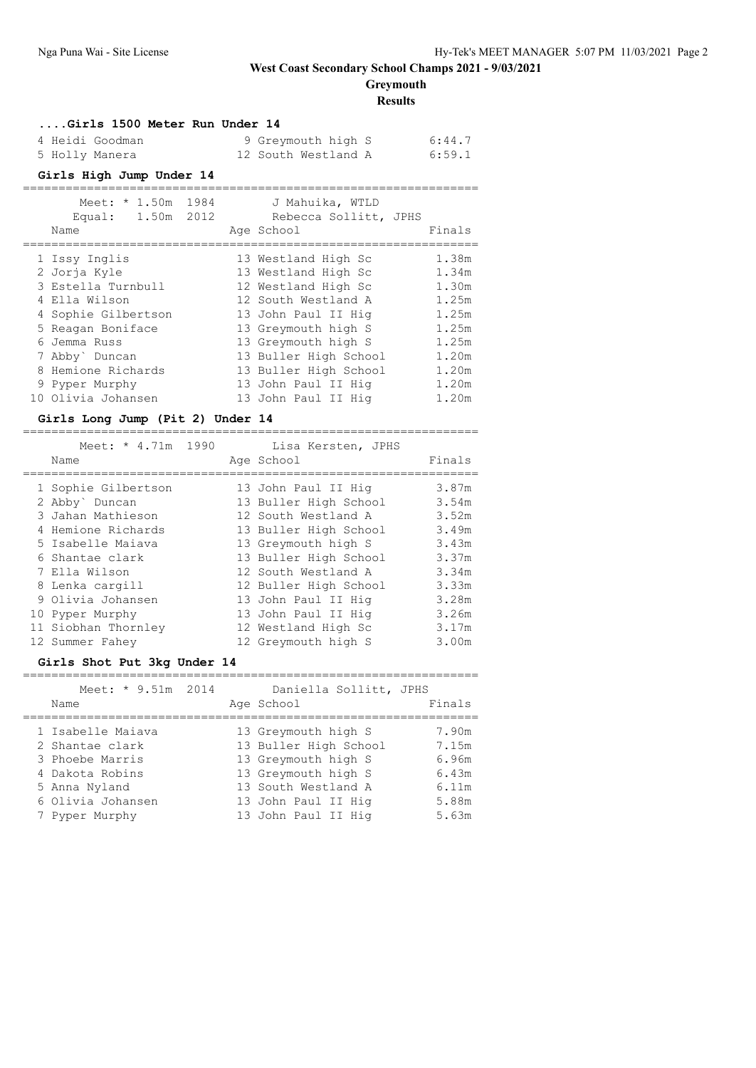## ....Girls 1500 Meter Run Under 14

| Name | Age | School | Finals |
|---|---|---|---|
| 4 Heidi Goodman | 9 | Greymouth high S | 6:44.7 |
| 5 Holly Manera | 12 | South Westland A | 6:59.1 |

## Girls High Jump Under 14

Meet: * 1.50m 1984 J Mahuika, WTLD
Equal: 1.50m 2012 Rebecca Sollitt, JPHS

| Name | Age | School | Finals |
|---|---|---|---|
| 1 Issy Inglis | 13 | Westland High Sc | 1.38m |
| 2 Jorja Kyle | 13 | Westland High Sc | 1.34m |
| 3 Estella Turnbull | 12 | Westland High Sc | 1.30m |
| 4 Ella Wilson | 12 | South Westland A | 1.25m |
| 4 Sophie Gilbertson | 13 | John Paul II Hig | 1.25m |
| 5 Reagan Boniface | 13 | Greymouth high S | 1.25m |
| 6 Jemma Russ | 13 | Greymouth high S | 1.25m |
| 7 Abby` Duncan | 13 | Buller High School | 1.20m |
| 8 Hemione Richards | 13 | Buller High School | 1.20m |
| 9 Pyper Murphy | 13 | John Paul II Hig | 1.20m |
| 10 Olivia Johansen | 13 | John Paul II Hig | 1.20m |

## Girls Long Jump (Pit 2) Under 14

Meet: * 4.71m 1990 Lisa Kersten, JPHS

| Name | Age | School | Finals |
|---|---|---|---|
| 1 Sophie Gilbertson | 13 | John Paul II Hig | 3.87m |
| 2 Abby` Duncan | 13 | Buller High School | 3.54m |
| 3 Jahan Mathieson | 12 | South Westland A | 3.52m |
| 4 Hemione Richards | 13 | Buller High School | 3.49m |
| 5 Isabelle Maiava | 13 | Greymouth high S | 3.43m |
| 6 Shantae clark | 13 | Buller High School | 3.37m |
| 7 Ella Wilson | 12 | South Westland A | 3.34m |
| 8 Lenka cargill | 12 | Buller High School | 3.33m |
| 9 Olivia Johansen | 13 | John Paul II Hig | 3.28m |
| 10 Pyper Murphy | 13 | John Paul II Hig | 3.26m |
| 11 Siobhan Thornley | 12 | Westland High Sc | 3.17m |
| 12 Summer Fahey | 12 | Greymouth high S | 3.00m |

## Girls Shot Put 3kg Under 14

Meet: * 9.51m 2014 Daniella Sollitt, JPHS

| Name | Age | School | Finals |
|---|---|---|---|
| 1 Isabelle Maiava | 13 | Greymouth high S | 7.90m |
| 2 Shantae clark | 13 | Buller High School | 7.15m |
| 3 Phoebe Marris | 13 | Greymouth high S | 6.96m |
| 4 Dakota Robins | 13 | Greymouth high S | 6.43m |
| 5 Anna Nyland | 13 | South Westland A | 6.11m |
| 6 Olivia Johansen | 13 | John Paul II Hig | 5.88m |
| 7 Pyper Murphy | 13 | John Paul II Hig | 5.63m |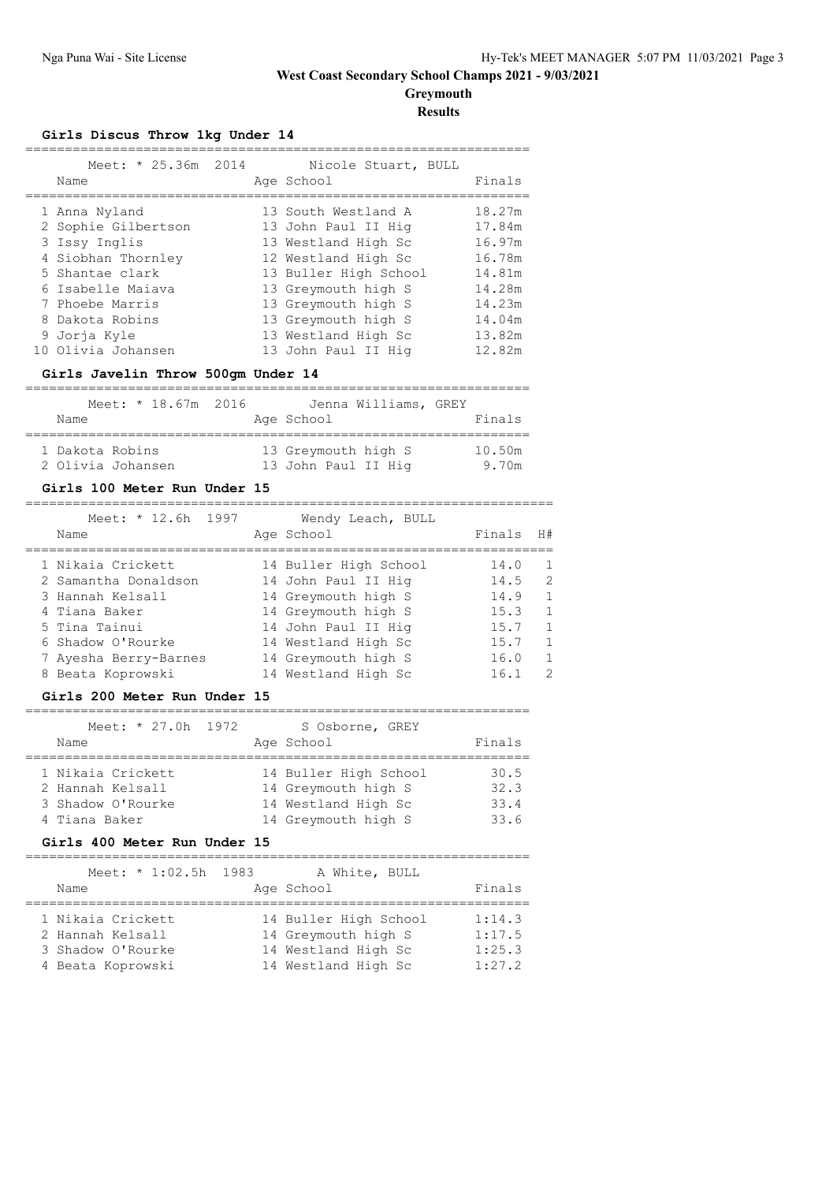# West Coast Secondary School Champs 2021 - 9/03/2021

## Greymouth

### Results

#### Girls Discus Throw 1kg Under 14

Meet: * 25.36m 2014 Nicole Stuart, BULL

| Name | Age | School | Finals |
|---|---|---|---|
| 1 Anna Nyland | 13 | South Westland A | 18.27m |
| 2 Sophie Gilbertson | 13 | John Paul II Hig | 17.84m |
| 3 Issy Inglis | 13 | Westland High Sc | 16.97m |
| 4 Siobhan Thornley | 12 | Westland High Sc | 16.78m |
| 5 Shantae clark | 13 | Buller High School | 14.81m |
| 6 Isabelle Maiava | 13 | Greymouth high S | 14.28m |
| 7 Phoebe Marris | 13 | Greymouth high S | 14.23m |
| 8 Dakota Robins | 13 | Greymouth high S | 14.04m |
| 9 Jorja Kyle | 13 | Westland High Sc | 13.82m |
| 10 Olivia Johansen | 13 | John Paul II Hig | 12.82m |

#### Girls Javelin Throw 500gm Under 14

Meet: * 18.67m 2016 Jenna Williams, GREY

| Name | Age | School | Finals |
|---|---|---|---|
| 1 Dakota Robins | 13 | Greymouth high S | 10.50m |
| 2 Olivia Johansen | 13 | John Paul II Hig | 9.70m |

#### Girls 100 Meter Run Under 15

Meet: * 12.6h 1997 Wendy Leach, BULL

| Name | Age | School | Finals | H# |
|---|---|---|---|---|
| 1 Nikaia Crickett | 14 | Buller High School | 14.0 | 1 |
| 2 Samantha Donaldson | 14 | John Paul II Hig | 14.5 | 2 |
| 3 Hannah Kelsall | 14 | Greymouth high S | 14.9 | 1 |
| 4 Tiana Baker | 14 | Greymouth high S | 15.3 | 1 |
| 5 Tina Tainui | 14 | John Paul II Hig | 15.7 | 1 |
| 6 Shadow O'Rourke | 14 | Westland High Sc | 15.7 | 1 |
| 7 Ayesha Berry-Barnes | 14 | Greymouth high S | 16.0 | 1 |
| 8 Beata Koprowski | 14 | Westland High Sc | 16.1 | 2 |

#### Girls 200 Meter Run Under 15

Meet: * 27.0h 1972 S Osborne, GREY

| Name | Age | School | Finals |
|---|---|---|---|
| 1 Nikaia Crickett | 14 | Buller High School | 30.5 |
| 2 Hannah Kelsall | 14 | Greymouth high S | 32.3 |
| 3 Shadow O'Rourke | 14 | Westland High Sc | 33.4 |
| 4 Tiana Baker | 14 | Greymouth high S | 33.6 |

#### Girls 400 Meter Run Under 15

Meet: * 1:02.5h 1983 A White, BULL

| Name | Age | School | Finals |
|---|---|---|---|
| 1 Nikaia Crickett | 14 | Buller High School | 1:14.3 |
| 2 Hannah Kelsall | 14 | Greymouth high S | 1:17.5 |
| 3 Shadow O'Rourke | 14 | Westland High Sc | 1:25.3 |
| 4 Beata Koprowski | 14 | Westland High Sc | 1:27.2 |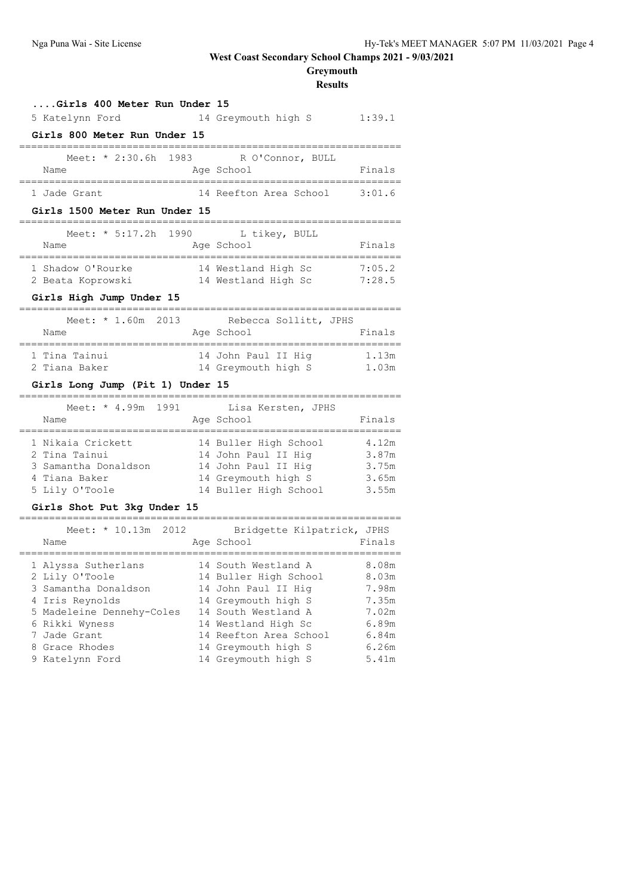West Coast Secondary School Champs 2021 - 9/03/2021

Greymouth

Results

### ....Girls 400 Meter Run Under 15

| | Name | Age | School | Finals |
|---|---|---|---|---|
| 5 | Katelynn Ford | 14 | Greymouth high S | 1:39.1 |

### Girls 800 Meter Run Under 15

Meet: * 2:30.6h 1983 R O'Connor, BULL

| | Name | Age | School | Finals |
|---|---|---|---|---|
| 1 | Jade Grant | 14 | Reefton Area School | 3:01.6 |

### Girls 1500 Meter Run Under 15

Meet: * 5:17.2h 1990 L tikey, BULL

| | Name | Age | School | Finals |
|---|---|---|---|---|
| 1 | Shadow O'Rourke | 14 | Westland High Sc | 7:05.2 |
| 2 | Beata Koprowski | 14 | Westland High Sc | 7:28.5 |

### Girls High Jump Under 15

Meet: * 1.60m 2013 Rebecca Sollitt, JPHS

| | Name | Age | School | Finals |
|---|---|---|---|---|
| 1 | Tina Tainui | 14 | John Paul II Hig | 1.13m |
| 2 | Tiana Baker | 14 | Greymouth high S | 1.03m |

### Girls Long Jump (Pit 1) Under 15

Meet: * 4.99m 1991 Lisa Kersten, JPHS

| | Name | Age | School | Finals |
|---|---|---|---|---|
| 1 | Nikaia Crickett | 14 | Buller High School | 4.12m |
| 2 | Tina Tainui | 14 | John Paul II Hig | 3.87m |
| 3 | Samantha Donaldson | 14 | John Paul II Hig | 3.75m |
| 4 | Tiana Baker | 14 | Greymouth high S | 3.65m |
| 5 | Lily O'Toole | 14 | Buller High School | 3.55m |

### Girls Shot Put 3kg Under 15

Meet: * 10.13m 2012 Bridgette Kilpatrick, JPHS

| | Name | Age | School | Finals |
|---|---|---|---|---|
| 1 | Alyssa Sutherlans | 14 | South Westland A | 8.08m |
| 2 | Lily O'Toole | 14 | Buller High School | 8.03m |
| 3 | Samantha Donaldson | 14 | John Paul II Hig | 7.98m |
| 4 | Iris Reynolds | 14 | Greymouth high S | 7.35m |
| 5 | Madeleine Dennehy-Coles | 14 | South Westland A | 7.02m |
| 6 | Rikki Wyness | 14 | Westland High Sc | 6.89m |
| 7 | Jade Grant | 14 | Reefton Area School | 6.84m |
| 8 | Grace Rhodes | 14 | Greymouth high S | 6.26m |
| 9 | Katelynn Ford | 14 | Greymouth high S | 5.41m |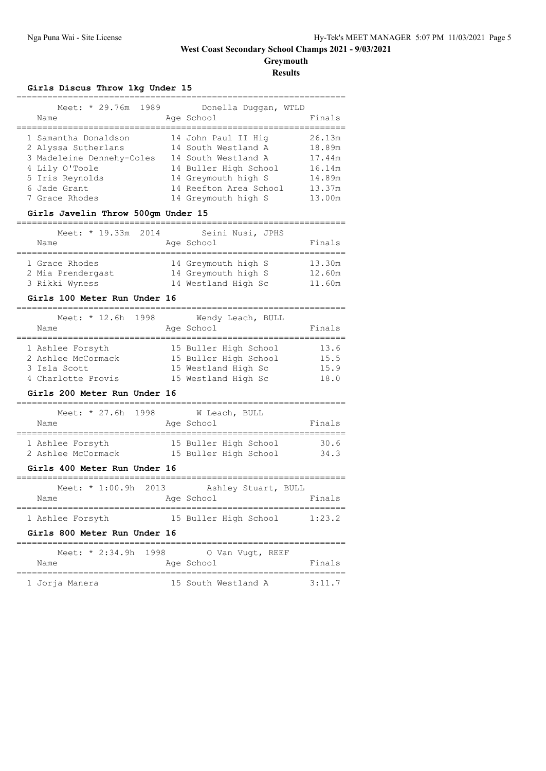# West Coast Secondary School Champs 2021 - 9/03/2021

**Greymouth**

**Results**

### Girls Discus Throw 1kg Under 15

Meet: * 29.76m 1989 Donella Duggan, WTLD

| Name | Age | School | Finals |
|---|---|---|---|
| 1 Samantha Donaldson | 14 | John Paul II Hig | 26.13m |
| 2 Alyssa Sutherlans | 14 | South Westland A | 18.89m |
| 3 Madeleine Dennehy-Coles | 14 | South Westland A | 17.44m |
| 4 Lily O'Toole | 14 | Buller High School | 16.14m |
| 5 Iris Reynolds | 14 | Greymouth high S | 14.89m |
| 6 Jade Grant | 14 | Reefton Area School | 13.37m |
| 7 Grace Rhodes | 14 | Greymouth high S | 13.00m |

### Girls Javelin Throw 500gm Under 15

Meet: * 19.33m 2014 Seini Nusi, JPHS

| Name | Age | School | Finals |
|---|---|---|---|
| 1 Grace Rhodes | 14 | Greymouth high S | 13.30m |
| 2 Mia Prendergast | 14 | Greymouth high S | 12.60m |
| 3 Rikki Wyness | 14 | Westland High Sc | 11.60m |

### Girls 100 Meter Run Under 16

Meet: * 12.6h 1998 Wendy Leach, BULL

| Name | Age | School | Finals |
|---|---|---|---|
| 1 Ashlee Forsyth | 15 | Buller High School | 13.6 |
| 2 Ashlee McCormack | 15 | Buller High School | 15.5 |
| 3 Isla Scott | 15 | Westland High Sc | 15.9 |
| 4 Charlotte Provis | 15 | Westland High Sc | 18.0 |

### Girls 200 Meter Run Under 16

Meet: * 27.6h 1998 W Leach, BULL

| Name | Age | School | Finals |
|---|---|---|---|
| 1 Ashlee Forsyth | 15 | Buller High School | 30.6 |
| 2 Ashlee McCormack | 15 | Buller High School | 34.3 |

### Girls 400 Meter Run Under 16

Meet: * 1:00.9h 2013 Ashley Stuart, BULL

| Name | Age | School | Finals |
|---|---|---|---|
| 1 Ashlee Forsyth | 15 | Buller High School | 1:23.2 |

### Girls 800 Meter Run Under 16

Meet: * 2:34.9h 1998 O Van Vugt, REEF

| Name | Age | School | Finals |
|---|---|---|---|
| 1 Jorja Manera | 15 | South Westland A | 3:11.7 |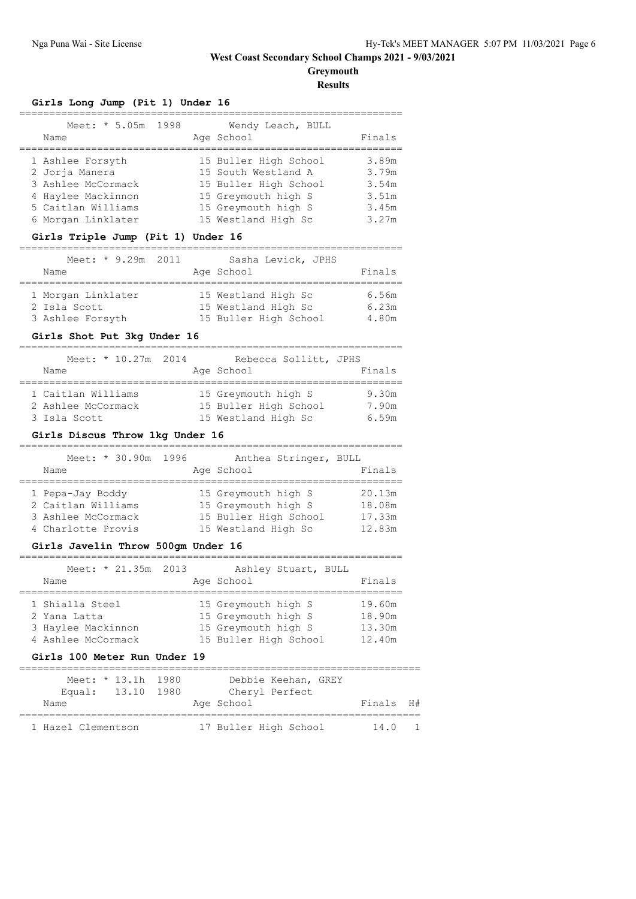# West Coast Secondary School Champs 2021 - 9/03/2021

## Greymouth

### Results

#### Girls Long Jump (Pit 1) Under 16

Meet: * 5.05m 1998 Wendy Leach, BULL

| Name | Age | School | Finals |
|---|---|---|---|
| 1 Ashlee Forsyth | 15 | Buller High School | 3.89m |
| 2 Jorja Manera | 15 | South Westland A | 3.79m |
| 3 Ashlee McCormack | 15 | Buller High School | 3.54m |
| 4 Haylee Mackinnon | 15 | Greymouth high S | 3.51m |
| 5 Caitlan Williams | 15 | Greymouth high S | 3.45m |
| 6 Morgan Linklater | 15 | Westland High Sc | 3.27m |

#### Girls Triple Jump (Pit 1) Under 16

Meet: * 9.29m 2011 Sasha Levick, JPHS

| Name | Age | School | Finals |
|---|---|---|---|
| 1 Morgan Linklater | 15 | Westland High Sc | 6.56m |
| 2 Isla Scott | 15 | Westland High Sc | 6.23m |
| 3 Ashlee Forsyth | 15 | Buller High School | 4.80m |

#### Girls Shot Put 3kg Under 16

Meet: * 10.27m 2014 Rebecca Sollitt, JPHS

| Name | Age | School | Finals |
|---|---|---|---|
| 1 Caitlan Williams | 15 | Greymouth high S | 9.30m |
| 2 Ashlee McCormack | 15 | Buller High School | 7.90m |
| 3 Isla Scott | 15 | Westland High Sc | 6.59m |

#### Girls Discus Throw 1kg Under 16

Meet: * 30.90m 1996 Anthea Stringer, BULL

| Name | Age | School | Finals |
|---|---|---|---|
| 1 Pepa-Jay Boddy | 15 | Greymouth high S | 20.13m |
| 2 Caitlan Williams | 15 | Greymouth high S | 18.08m |
| 3 Ashlee McCormack | 15 | Buller High School | 17.33m |
| 4 Charlotte Provis | 15 | Westland High Sc | 12.83m |

#### Girls Javelin Throw 500gm Under 16

Meet: * 21.35m 2013 Ashley Stuart, BULL

| Name | Age | School | Finals |
|---|---|---|---|
| 1 Shialla Steel | 15 | Greymouth high S | 19.60m |
| 2 Yana Latta | 15 | Greymouth high S | 18.90m |
| 3 Haylee Mackinnon | 15 | Greymouth high S | 13.30m |
| 4 Ashlee McCormack | 15 | Buller High School | 12.40m |

#### Girls 100 Meter Run Under 19

Meet: * 13.1h 1980 Debbie Keehan, GREY
Equal: 13.10 1980 Cheryl Perfect

| Name | Age | School | Finals | H# |
|---|---|---|---|---|
| 1 Hazel Clementson | 17 | Buller High School | 14.0 | 1 |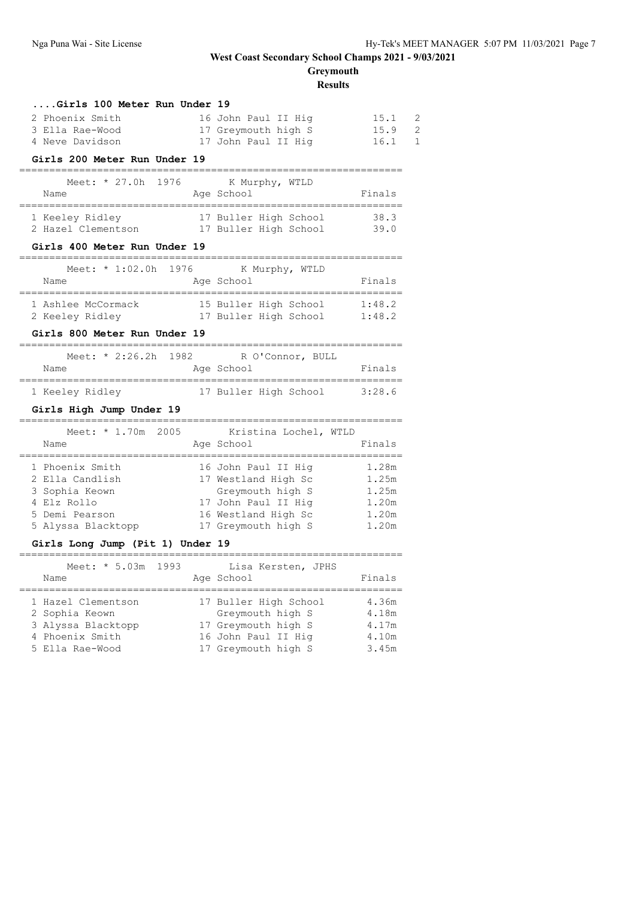# West Coast Secondary School Champs 2021 - 9/03/2021

## Greymouth

### Results

#### ....Girls 100 Meter Run Under 19

| Place | Name | Age | School | Finals | Heat |
|---|---|---|---|---|---|
| 2 | Phoenix Smith | 16 | John Paul II Hig | 15.1 | 2 |
| 3 | Ella Rae-Wood | 17 | Greymouth high S | 15.9 | 2 |
| 4 | Neve Davidson | 17 | John Paul II Hig | 16.1 | 1 |

#### Girls 200 Meter Run Under 19

Meet: * 27.0h 1976 K Murphy, WTLD

| Place | Name | Age | School | Finals |
|---|---|---|---|---|
| 1 | Keeley Ridley | 17 | Buller High School | 38.3 |
| 2 | Hazel Clementson | 17 | Buller High School | 39.0 |

#### Girls 400 Meter Run Under 19

Meet: * 1:02.0h 1976 K Murphy, WTLD

| Place | Name | Age | School | Finals |
|---|---|---|---|---|
| 1 | Ashlee McCormack | 15 | Buller High School | 1:48.2 |
| 2 | Keeley Ridley | 17 | Buller High School | 1:48.2 |

#### Girls 800 Meter Run Under 19

Meet: * 2:26.2h 1982 R O'Connor, BULL

| Place | Name | Age | School | Finals |
|---|---|---|---|---|
| 1 | Keeley Ridley | 17 | Buller High School | 3:28.6 |

#### Girls High Jump Under 19

Meet: * 1.70m 2005 Kristina Lochel, WTLD

| Place | Name | Age | School | Finals |
|---|---|---|---|---|
| 1 | Phoenix Smith | 16 | John Paul II Hig | 1.28m |
| 2 | Ella Candlish | 17 | Westland High Sc | 1.25m |
| 3 | Sophia Keown | | Greymouth high S | 1.25m |
| 4 | Elz Rollo | 17 | John Paul II Hig | 1.20m |
| 5 | Demi Pearson | 16 | Westland High Sc | 1.20m |
| 5 | Alyssa Blacktopp | 17 | Greymouth high S | 1.20m |

#### Girls Long Jump (Pit 1) Under 19

Meet: * 5.03m 1993 Lisa Kersten, JPHS

| Place | Name | Age | School | Finals |
|---|---|---|---|---|
| 1 | Hazel Clementson | 17 | Buller High School | 4.36m |
| 2 | Sophia Keown | | Greymouth high S | 4.18m |
| 3 | Alyssa Blacktopp | 17 | Greymouth high S | 4.17m |
| 4 | Phoenix Smith | 16 | John Paul II Hig | 4.10m |
| 5 | Ella Rae-Wood | 17 | Greymouth high S | 3.45m |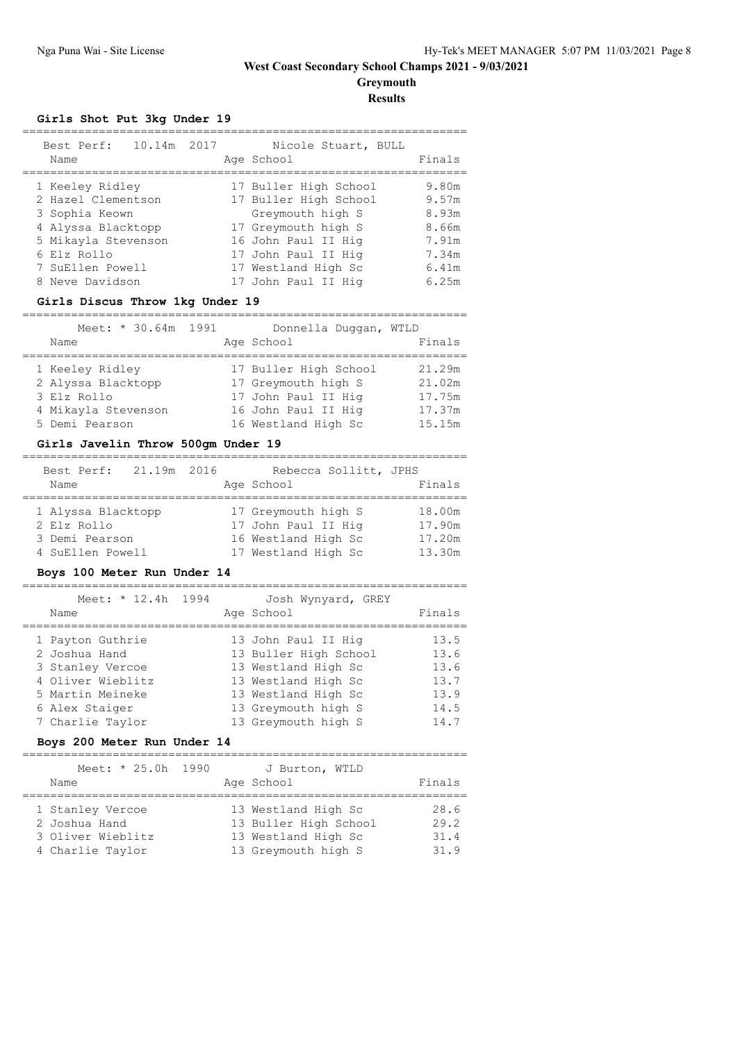# West Coast Secondary School Champs 2021 - 9/03/2021

## Greymouth

### Results

#### Girls Shot Put 3kg Under 19

Best Perf: 10.14m 2017 Nicole Stuart, BULL

| | Name | Age | School | Finals |
|---|---|---|---|---|
| 1 | Keeley Ridley | 17 | Buller High School | 9.80m |
| 2 | Hazel Clementson | 17 | Buller High School | 9.57m |
| 3 | Sophia Keown | | Greymouth high S | 8.93m |
| 4 | Alyssa Blacktopp | 17 | Greymouth high S | 8.66m |
| 5 | Mikayla Stevenson | 16 | John Paul II Hig | 7.91m |
| 6 | Elz Rollo | 17 | John Paul II Hig | 7.34m |
| 7 | SuEllen Powell | 17 | Westland High Sc | 6.41m |
| 8 | Neve Davidson | 17 | John Paul II Hig | 6.25m |

#### Girls Discus Throw 1kg Under 19

Meet: * 30.64m 1991 Donnella Duggan, WTLD

| | Name | Age | School | Finals |
|---|---|---|---|---|
| 1 | Keeley Ridley | 17 | Buller High School | 21.29m |
| 2 | Alyssa Blacktopp | 17 | Greymouth high S | 21.02m |
| 3 | Elz Rollo | 17 | John Paul II Hig | 17.75m |
| 4 | Mikayla Stevenson | 16 | John Paul II Hig | 17.37m |
| 5 | Demi Pearson | 16 | Westland High Sc | 15.15m |

#### Girls Javelin Throw 500gm Under 19

Best Perf: 21.19m 2016 Rebecca Sollitt, JPHS

| | Name | Age | School | Finals |
|---|---|---|---|---|
| 1 | Alyssa Blacktopp | 17 | Greymouth high S | 18.00m |
| 2 | Elz Rollo | 17 | John Paul II Hig | 17.90m |
| 3 | Demi Pearson | 16 | Westland High Sc | 17.20m |
| 4 | SuEllen Powell | 17 | Westland High Sc | 13.30m |

#### Boys 100 Meter Run Under 14

Meet: * 12.4h 1994 Josh Wynyard, GREY

| | Name | Age | School | Finals |
|---|---|---|---|---|
| 1 | Payton Guthrie | 13 | John Paul II Hig | 13.5 |
| 2 | Joshua Hand | 13 | Buller High School | 13.6 |
| 3 | Stanley Vercoe | 13 | Westland High Sc | 13.6 |
| 4 | Oliver Wieblitz | 13 | Westland High Sc | 13.7 |
| 5 | Martin Meineke | 13 | Westland High Sc | 13.9 |
| 6 | Alex Staiger | 13 | Greymouth high S | 14.5 |
| 7 | Charlie Taylor | 13 | Greymouth high S | 14.7 |

#### Boys 200 Meter Run Under 14

Meet: * 25.0h 1990 J Burton, WTLD

| | Name | Age | School | Finals |
|---|---|---|---|---|
| 1 | Stanley Vercoe | 13 | Westland High Sc | 28.6 |
| 2 | Joshua Hand | 13 | Buller High School | 29.2 |
| 3 | Oliver Wieblitz | 13 | Westland High Sc | 31.4 |
| 4 | Charlie Taylor | 13 | Greymouth high S | 31.9 |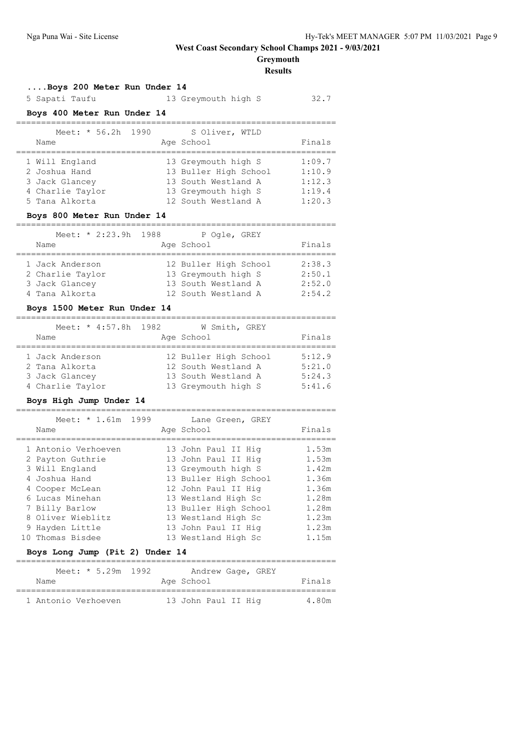# West Coast Secondary School Champs 2021 - 9/03/2021

## Greymouth

## Results

### ....Boys 200 Meter Run Under 14

| Name | Age | School | Finals |
|---|---|---|---|
| 5 Sapati Taufu | 13 | Greymouth high S | 32.7 |

### Boys 400 Meter Run Under 14

Meet: * 56.2h 1990 S Oliver, WTLD

| Name | Age | School | Finals |
|---|---|---|---|
| 1 Will England | 13 | Greymouth high S | 1:09.7 |
| 2 Joshua Hand | 13 | Buller High School | 1:10.9 |
| 3 Jack Glancey | 13 | South Westland A | 1:12.3 |
| 4 Charlie Taylor | 13 | Greymouth high S | 1:19.4 |
| 5 Tana Alkorta | 12 | South Westland A | 1:20.3 |

### Boys 800 Meter Run Under 14

Meet: * 2:23.9h 1988 P Ogle, GREY

| Name | Age | School | Finals |
|---|---|---|---|
| 1 Jack Anderson | 12 | Buller High School | 2:38.3 |
| 2 Charlie Taylor | 13 | Greymouth high S | 2:50.1 |
| 3 Jack Glancey | 13 | South Westland A | 2:52.0 |
| 4 Tana Alkorta | 12 | South Westland A | 2:54.2 |

### Boys 1500 Meter Run Under 14

Meet: * 4:57.8h 1982 W Smith, GREY

| Name | Age | School | Finals |
|---|---|---|---|
| 1 Jack Anderson | 12 | Buller High School | 5:12.9 |
| 2 Tana Alkorta | 12 | South Westland A | 5:21.0 |
| 3 Jack Glancey | 13 | South Westland A | 5:24.3 |
| 4 Charlie Taylor | 13 | Greymouth high S | 5:41.6 |

### Boys High Jump Under 14

Meet: * 1.61m 1999 Lane Green, GREY

| Name | Age | School | Finals |
|---|---|---|---|
| 1 Antonio Verhoeven | 13 | John Paul II Hig | 1.53m |
| 2 Payton Guthrie | 13 | John Paul II Hig | 1.53m |
| 3 Will England | 13 | Greymouth high S | 1.42m |
| 4 Joshua Hand | 13 | Buller High School | 1.36m |
| 4 Cooper McLean | 12 | John Paul II Hig | 1.36m |
| 6 Lucas Minehan | 13 | Westland High Sc | 1.28m |
| 7 Billy Barlow | 13 | Buller High School | 1.28m |
| 8 Oliver Wieblitz | 13 | Westland High Sc | 1.23m |
| 9 Hayden Little | 13 | John Paul II Hig | 1.23m |
| 10 Thomas Bisdee | 13 | Westland High Sc | 1.15m |

### Boys Long Jump (Pit 2) Under 14

Meet: * 5.29m 1992 Andrew Gage, GREY

| Name | Age | School | Finals |
|---|---|---|---|
| 1 Antonio Verhoeven | 13 | John Paul II Hig | 4.80m |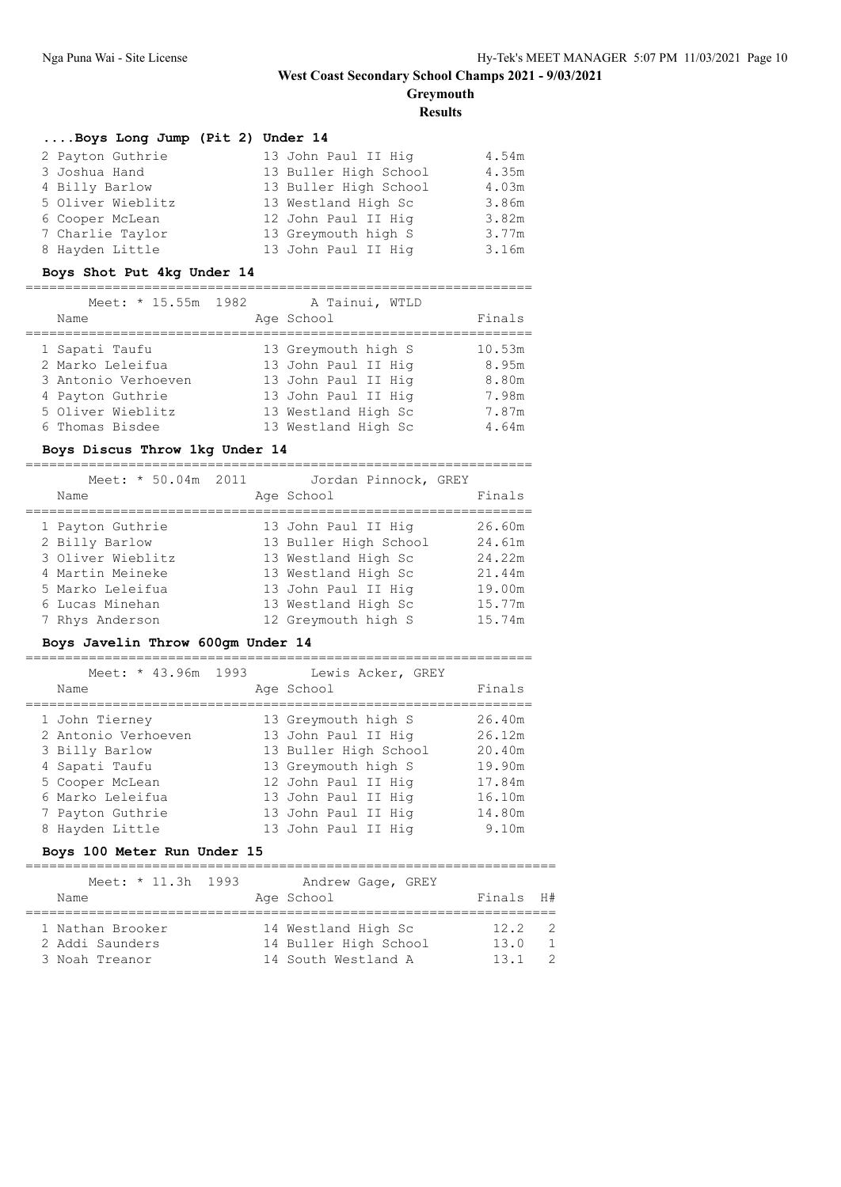# West Coast Secondary School Champs 2021 - 9/03/2021

## Greymouth

## Results

### ....Boys Long Jump (Pit 2) Under 14

| Place | Name | Age | School | Finals |
|---|---|---|---|---|
| 2 | Payton Guthrie | 13 | John Paul II Hig | 4.54m |
| 3 | Joshua Hand | 13 | Buller High School | 4.35m |
| 4 | Billy Barlow | 13 | Buller High School | 4.03m |
| 5 | Oliver Wieblitz | 13 | Westland High Sc | 3.86m |
| 6 | Cooper McLean | 12 | John Paul II Hig | 3.82m |
| 7 | Charlie Taylor | 13 | Greymouth high S | 3.77m |
| 8 | Hayden Little | 13 | John Paul II Hig | 3.16m |

### Boys Shot Put 4kg Under 14

Meet: * 15.55m 1982 A Tainui, WTLD

| Place | Name | Age | School | Finals |
|---|---|---|---|---|
| 1 | Sapati Taufu | 13 | Greymouth high S | 10.53m |
| 2 | Marko Leleifua | 13 | John Paul II Hig | 8.95m |
| 3 | Antonio Verhoeven | 13 | John Paul II Hig | 8.80m |
| 4 | Payton Guthrie | 13 | John Paul II Hig | 7.98m |
| 5 | Oliver Wieblitz | 13 | Westland High Sc | 7.87m |
| 6 | Thomas Bisdee | 13 | Westland High Sc | 4.64m |

### Boys Discus Throw 1kg Under 14

Meet: * 50.04m 2011 Jordan Pinnock, GREY

| Place | Name | Age | School | Finals |
|---|---|---|---|---|
| 1 | Payton Guthrie | 13 | John Paul II Hig | 26.60m |
| 2 | Billy Barlow | 13 | Buller High School | 24.61m |
| 3 | Oliver Wieblitz | 13 | Westland High Sc | 24.22m |
| 4 | Martin Meineke | 13 | Westland High Sc | 21.44m |
| 5 | Marko Leleifua | 13 | John Paul II Hig | 19.00m |
| 6 | Lucas Minehan | 13 | Westland High Sc | 15.77m |
| 7 | Rhys Anderson | 12 | Greymouth high S | 15.74m |

### Boys Javelin Throw 600gm Under 14

Meet: * 43.96m 1993 Lewis Acker, GREY

| Place | Name | Age | School | Finals |
|---|---|---|---|---|
| 1 | John Tierney | 13 | Greymouth high S | 26.40m |
| 2 | Antonio Verhoeven | 13 | John Paul II Hig | 26.12m |
| 3 | Billy Barlow | 13 | Buller High School | 20.40m |
| 4 | Sapati Taufu | 13 | Greymouth high S | 19.90m |
| 5 | Cooper McLean | 12 | John Paul II Hig | 17.84m |
| 6 | Marko Leleifua | 13 | John Paul II Hig | 16.10m |
| 7 | Payton Guthrie | 13 | John Paul II Hig | 14.80m |
| 8 | Hayden Little | 13 | John Paul II Hig | 9.10m |

### Boys 100 Meter Run Under 15

Meet: * 11.3h 1993 Andrew Gage, GREY

| Place | Name | Age | School | Finals | H# |
|---|---|---|---|---|---|
| 1 | Nathan Brooker | 14 | Westland High Sc | 12.2 | 2 |
| 2 | Addi Saunders | 14 | Buller High School | 13.0 | 1 |
| 3 | Noah Treanor | 14 | South Westland A | 13.1 | 2 |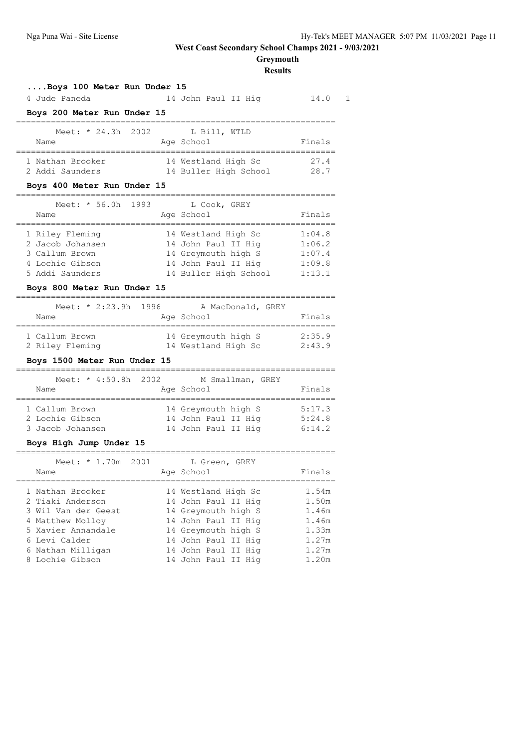# West Coast Secondary School Champs 2021 - 9/03/2021

## Greymouth

## Results

### ....Boys 100 Meter Run Under 15

| | Name | Age | School | Finals | |
|---|---|---|---|---|---|
| 4 | Jude Paneda | 14 | John Paul II Hig | 14.0 | 1 |

### Boys 200 Meter Run Under 15

Meet: * 24.3h 2002 L Bill, WTLD

| | Name | Age | School | Finals |
|---|---|---|---|---|
| 1 | Nathan Brooker | 14 | Westland High Sc | 27.4 |
| 2 | Addi Saunders | 14 | Buller High School | 28.7 |

### Boys 400 Meter Run Under 15

Meet: * 56.0h 1993 L Cook, GREY

| | Name | Age | School | Finals |
|---|---|---|---|---|
| 1 | Riley Fleming | 14 | Westland High Sc | 1:04.8 |
| 2 | Jacob Johansen | 14 | John Paul II Hig | 1:06.2 |
| 3 | Callum Brown | 14 | Greymouth high S | 1:07.4 |
| 4 | Lochie Gibson | 14 | John Paul II Hig | 1:09.8 |
| 5 | Addi Saunders | 14 | Buller High School | 1:13.1 |

### Boys 800 Meter Run Under 15

Meet: * 2:23.9h 1996 A MacDonald, GREY

| | Name | Age | School | Finals |
|---|---|---|---|---|
| 1 | Callum Brown | 14 | Greymouth high S | 2:35.9 |
| 2 | Riley Fleming | 14 | Westland High Sc | 2:43.9 |

### Boys 1500 Meter Run Under 15

Meet: * 4:50.8h 2002 M Smallman, GREY

| | Name | Age | School | Finals |
|---|---|---|---|---|
| 1 | Callum Brown | 14 | Greymouth high S | 5:17.3 |
| 2 | Lochie Gibson | 14 | John Paul II Hig | 5:24.8 |
| 3 | Jacob Johansen | 14 | John Paul II Hig | 6:14.2 |

### Boys High Jump Under 15

Meet: * 1.70m 2001 L Green, GREY

| | Name | Age | School | Finals |
|---|---|---|---|---|
| 1 | Nathan Brooker | 14 | Westland High Sc | 1.54m |
| 2 | Tiaki Anderson | 14 | John Paul II Hig | 1.50m |
| 3 | Wil Van der Geest | 14 | Greymouth high S | 1.46m |
| 4 | Matthew Molloy | 14 | John Paul II Hig | 1.46m |
| 5 | Xavier Annandale | 14 | Greymouth high S | 1.33m |
| 6 | Levi Calder | 14 | John Paul II Hig | 1.27m |
| 6 | Nathan Milligan | 14 | John Paul II Hig | 1.27m |
| 8 | Lochie Gibson | 14 | John Paul II Hig | 1.20m |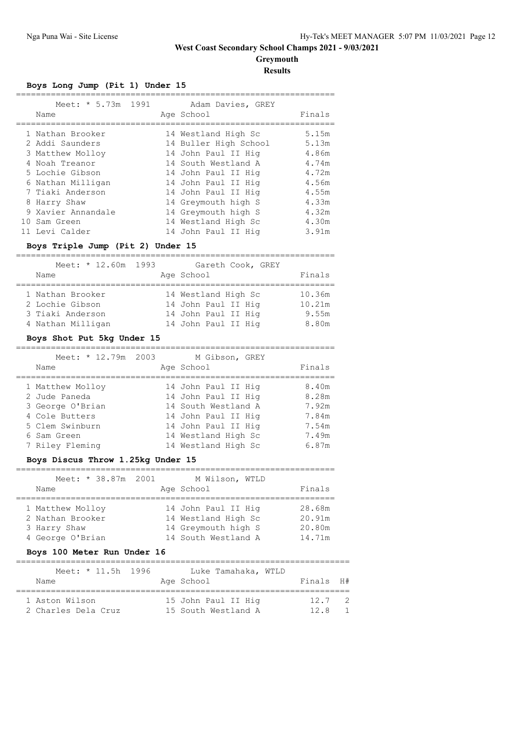# West Coast Secondary School Champs 2021 - 9/03/2021

**Greymouth**

**Results**

### Boys Long Jump (Pit 1) Under 15

Meet: * 5.73m 1991 Adam Davies, GREY

| Name | Age | School | Finals |
|---|---|---|---|
| 1 Nathan Brooker | 14 | Westland High Sc | 5.15m |
| 2 Addi Saunders | 14 | Buller High School | 5.13m |
| 3 Matthew Molloy | 14 | John Paul II Hig | 4.86m |
| 4 Noah Treanor | 14 | South Westland A | 4.74m |
| 5 Lochie Gibson | 14 | John Paul II Hig | 4.72m |
| 6 Nathan Milligan | 14 | John Paul II Hig | 4.56m |
| 7 Tiaki Anderson | 14 | John Paul II Hig | 4.55m |
| 8 Harry Shaw | 14 | Greymouth high S | 4.33m |
| 9 Xavier Annandale | 14 | Greymouth high S | 4.32m |
| 10 Sam Green | 14 | Westland High Sc | 4.30m |
| 11 Levi Calder | 14 | John Paul II Hig | 3.91m |

### Boys Triple Jump (Pit 2) Under 15

Meet: * 12.60m 1993 Gareth Cook, GREY

| Name | Age | School | Finals |
|---|---|---|---|
| 1 Nathan Brooker | 14 | Westland High Sc | 10.36m |
| 2 Lochie Gibson | 14 | John Paul II Hig | 10.21m |
| 3 Tiaki Anderson | 14 | John Paul II Hig | 9.55m |
| 4 Nathan Milligan | 14 | John Paul II Hig | 8.80m |

### Boys Shot Put 5kg Under 15

Meet: * 12.79m 2003 M Gibson, GREY

| Name | Age | School | Finals |
|---|---|---|---|
| 1 Matthew Molloy | 14 | John Paul II Hig | 8.40m |
| 2 Jude Paneda | 14 | John Paul II Hig | 8.28m |
| 3 George O'Brian | 14 | South Westland A | 7.92m |
| 4 Cole Butters | 14 | John Paul II Hig | 7.84m |
| 5 Clem Swinburn | 14 | John Paul II Hig | 7.54m |
| 6 Sam Green | 14 | Westland High Sc | 7.49m |
| 7 Riley Fleming | 14 | Westland High Sc | 6.87m |

### Boys Discus Throw 1.25kg Under 15

Meet: * 38.87m 2001 M Wilson, WTLD

| Name | Age | School | Finals |
|---|---|---|---|
| 1 Matthew Molloy | 14 | John Paul II Hig | 28.68m |
| 2 Nathan Brooker | 14 | Westland High Sc | 20.91m |
| 3 Harry Shaw | 14 | Greymouth high S | 20.80m |
| 4 George O'Brian | 14 | South Westland A | 14.71m |

### Boys 100 Meter Run Under 16

Meet: * 11.5h 1996 Luke Tamahaka, WTLD

| Name | Age | School | Finals | H# |
|---|---|---|---|---|
| 1 Aston Wilson | 15 | John Paul II Hig | 12.7 | 2 |
| 2 Charles Dela Cruz | 15 | South Westland A | 12.8 | 1 |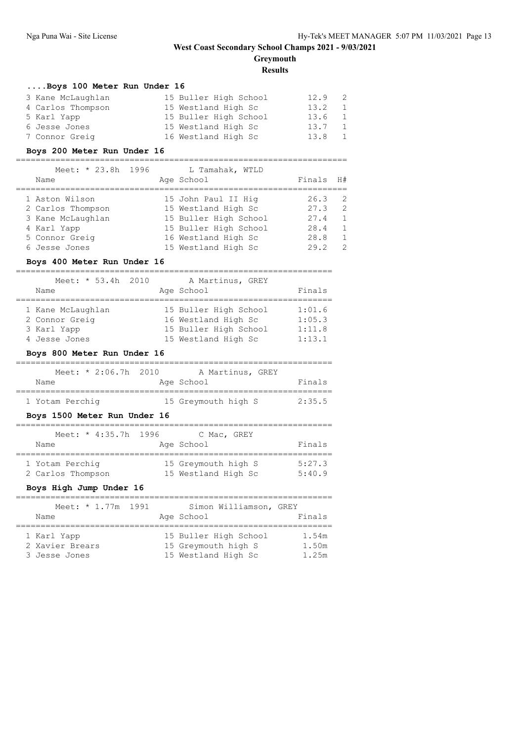# West Coast Secondary School Champs 2021 - 9/03/2021

## Greymouth

### Results

#### ....Boys 100 Meter Run Under 16

| Name | Age | School | Finals | H# |
|---|---|---|---|---|
| 3 Kane McLaughlan | 15 | Buller High School | 12.9 | 2 |
| 4 Carlos Thompson | 15 | Westland High Sc | 13.2 | 1 |
| 5 Karl Yapp | 15 | Buller High School | 13.6 | 1 |
| 6 Jesse Jones | 15 | Westland High Sc | 13.7 | 1 |
| 7 Connor Greig | 16 | Westland High Sc | 13.8 | 1 |

#### Boys 200 Meter Run Under 16

Meet: * 23.8h 1996 L Tamahak, WTLD

| Name | Age | School | Finals | H# |
|---|---|---|---|---|
| 1 Aston Wilson | 15 | John Paul II Hig | 26.3 | 2 |
| 2 Carlos Thompson | 15 | Westland High Sc | 27.3 | 2 |
| 3 Kane McLaughlan | 15 | Buller High School | 27.4 | 1 |
| 4 Karl Yapp | 15 | Buller High School | 28.4 | 1 |
| 5 Connor Greig | 16 | Westland High Sc | 28.8 | 1 |
| 6 Jesse Jones | 15 | Westland High Sc | 29.2 | 2 |

#### Boys 400 Meter Run Under 16

Meet: * 53.4h 2010 A Martinus, GREY

| Name | Age | School | Finals |
|---|---|---|---|
| 1 Kane McLaughlan | 15 | Buller High School | 1:01.6 |
| 2 Connor Greig | 16 | Westland High Sc | 1:05.3 |
| 3 Karl Yapp | 15 | Buller High School | 1:11.8 |
| 4 Jesse Jones | 15 | Westland High Sc | 1:13.1 |

#### Boys 800 Meter Run Under 16

Meet: * 2:06.7h 2010 A Martinus, GREY

| Name | Age | School | Finals |
|---|---|---|---|
| 1 Yotam Perchig | 15 | Greymouth high S | 2:35.5 |

#### Boys 1500 Meter Run Under 16

Meet: * 4:35.7h 1996 C Mac, GREY

| Name | Age | School | Finals |
|---|---|---|---|
| 1 Yotam Perchig | 15 | Greymouth high S | 5:27.3 |
| 2 Carlos Thompson | 15 | Westland High Sc | 5:40.9 |

#### Boys High Jump Under 16

Meet: * 1.77m 1991 Simon Williamson, GREY

| Name | Age | School | Finals |
|---|---|---|---|
| 1 Karl Yapp | 15 | Buller High School | 1.54m |
| 2 Xavier Brears | 15 | Greymouth high S | 1.50m |
| 3 Jesse Jones | 15 | Westland High Sc | 1.25m |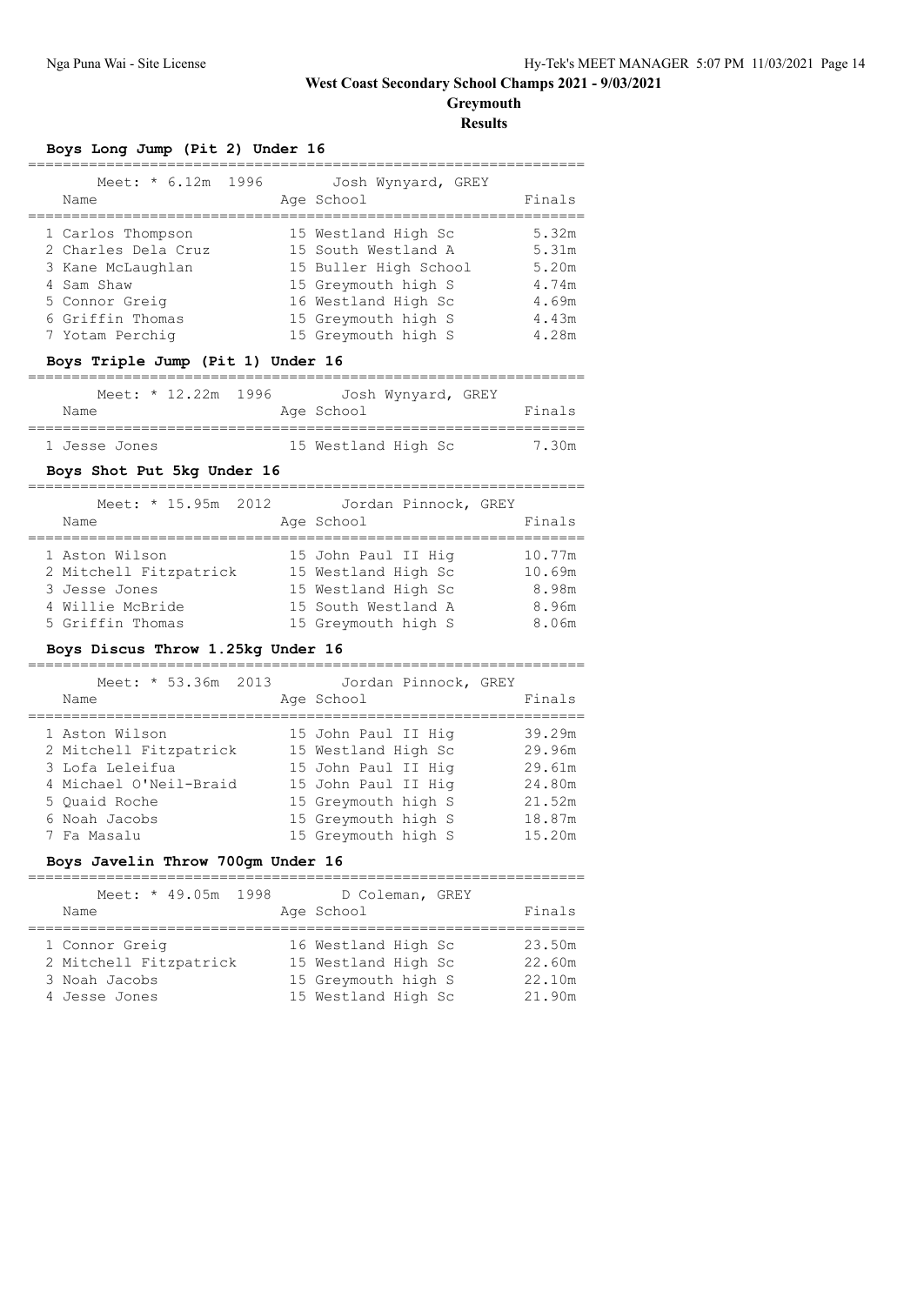# West Coast Secondary School Champs 2021 - 9/03/2021

## Greymouth

### Results

#### Boys Long Jump (Pit 2) Under 16

Meet: * 6.12m 1996 Josh Wynyard, GREY

| | Name | Age | School | Finals |
|---|---|---|---|---|
| 1 | Carlos Thompson | 15 | Westland High Sc | 5.32m |
| 2 | Charles Dela Cruz | 15 | South Westland A | 5.31m |
| 3 | Kane McLaughlan | 15 | Buller High School | 5.20m |
| 4 | Sam Shaw | 15 | Greymouth high S | 4.74m |
| 5 | Connor Greig | 16 | Westland High Sc | 4.69m |
| 6 | Griffin Thomas | 15 | Greymouth high S | 4.43m |
| 7 | Yotam Perchig | 15 | Greymouth high S | 4.28m |

#### Boys Triple Jump (Pit 1) Under 16

Meet: * 12.22m 1996 Josh Wynyard, GREY

| | Name | Age | School | Finals |
|---|---|---|---|---|
| 1 | Jesse Jones | 15 | Westland High Sc | 7.30m |

#### Boys Shot Put 5kg Under 16

Meet: * 15.95m 2012 Jordan Pinnock, GREY

| | Name | Age | School | Finals |
|---|---|---|---|---|
| 1 | Aston Wilson | 15 | John Paul II Hig | 10.77m |
| 2 | Mitchell Fitzpatrick | 15 | Westland High Sc | 10.69m |
| 3 | Jesse Jones | 15 | Westland High Sc | 8.98m |
| 4 | Willie McBride | 15 | South Westland A | 8.96m |
| 5 | Griffin Thomas | 15 | Greymouth high S | 8.06m |

#### Boys Discus Throw 1.25kg Under 16

Meet: * 53.36m 2013 Jordan Pinnock, GREY

| | Name | Age | School | Finals |
|---|---|---|---|---|
| 1 | Aston Wilson | 15 | John Paul II Hig | 39.29m |
| 2 | Mitchell Fitzpatrick | 15 | Westland High Sc | 29.96m |
| 3 | Lofa Leleifua | 15 | John Paul II Hig | 29.61m |
| 4 | Michael O'Neil-Braid | 15 | John Paul II Hig | 24.80m |
| 5 | Quaid Roche | 15 | Greymouth high S | 21.52m |
| 6 | Noah Jacobs | 15 | Greymouth high S | 18.87m |
| 7 | Fa Masalu | 15 | Greymouth high S | 15.20m |

#### Boys Javelin Throw 700gm Under 16

Meet: * 49.05m 1998 D Coleman, GREY

| | Name | Age | School | Finals |
|---|---|---|---|---|
| 1 | Connor Greig | 16 | Westland High Sc | 23.50m |
| 2 | Mitchell Fitzpatrick | 15 | Westland High Sc | 22.60m |
| 3 | Noah Jacobs | 15 | Greymouth high S | 22.10m |
| 4 | Jesse Jones | 15 | Westland High Sc | 21.90m |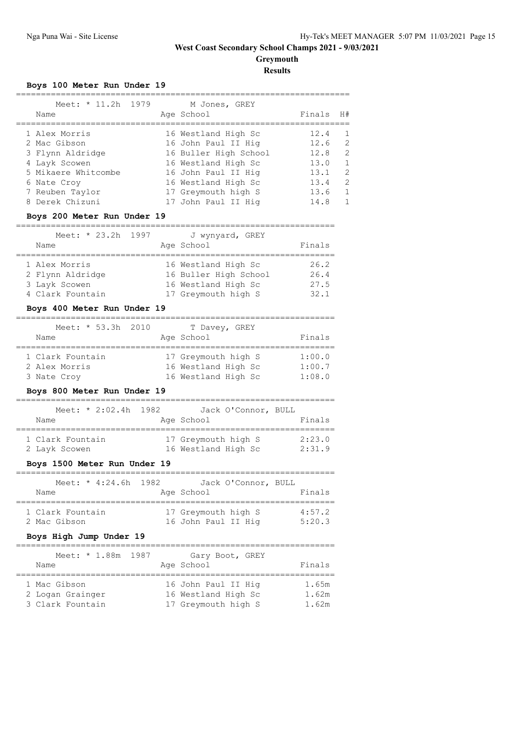# West Coast Secondary School Champs 2021 - 9/03/2021

## Greymouth

### Results

#### Boys 100 Meter Run Under 19

Meet: * 11.2h 1979 M Jones, GREY

| Name | Age | School | Finals | H# |
|---|---|---|---|---|
| 1 Alex Morris | 16 | Westland High Sc | 12.4 | 1 |
| 2 Mac Gibson | 16 | John Paul II Hig | 12.6 | 2 |
| 3 Flynn Aldridge | 16 | Buller High School | 12.8 | 2 |
| 4 Layk Scowen | 16 | Westland High Sc | 13.0 | 1 |
| 5 Mikaere Whitcombe | 16 | John Paul II Hig | 13.1 | 2 |
| 6 Nate Croy | 16 | Westland High Sc | 13.4 | 2 |
| 7 Reuben Taylor | 17 | Greymouth high S | 13.6 | 1 |
| 8 Derek Chizuni | 17 | John Paul II Hig | 14.8 | 1 |

#### Boys 200 Meter Run Under 19

Meet: * 23.2h 1997 J wynyard, GREY

| Name | Age | School | Finals |
|---|---|---|---|
| 1 Alex Morris | 16 | Westland High Sc | 26.2 |
| 2 Flynn Aldridge | 16 | Buller High School | 26.4 |
| 3 Layk Scowen | 16 | Westland High Sc | 27.5 |
| 4 Clark Fountain | 17 | Greymouth high S | 32.1 |

#### Boys 400 Meter Run Under 19

Meet: * 53.3h 2010 T Davey, GREY

| Name | Age | School | Finals |
|---|---|---|---|
| 1 Clark Fountain | 17 | Greymouth high S | 1:00.0 |
| 2 Alex Morris | 16 | Westland High Sc | 1:00.7 |
| 3 Nate Croy | 16 | Westland High Sc | 1:08.0 |

#### Boys 800 Meter Run Under 19

Meet: * 2:02.4h 1982 Jack O'Connor, BULL

| Name | Age | School | Finals |
|---|---|---|---|
| 1 Clark Fountain | 17 | Greymouth high S | 2:23.0 |
| 2 Layk Scowen | 16 | Westland High Sc | 2:31.9 |

#### Boys 1500 Meter Run Under 19

Meet: * 4:24.6h 1982 Jack O'Connor, BULL

| Name | Age | School | Finals |
|---|---|---|---|
| 1 Clark Fountain | 17 | Greymouth high S | 4:57.2 |
| 2 Mac Gibson | 16 | John Paul II Hig | 5:20.3 |

#### Boys High Jump Under 19

Meet: * 1.88m 1987 Gary Boot, GREY

| Name | Age | School | Finals |
|---|---|---|---|
| 1 Mac Gibson | 16 | John Paul II Hig | 1.65m |
| 2 Logan Grainger | 16 | Westland High Sc | 1.62m |
| 3 Clark Fountain | 17 | Greymouth high S | 1.62m |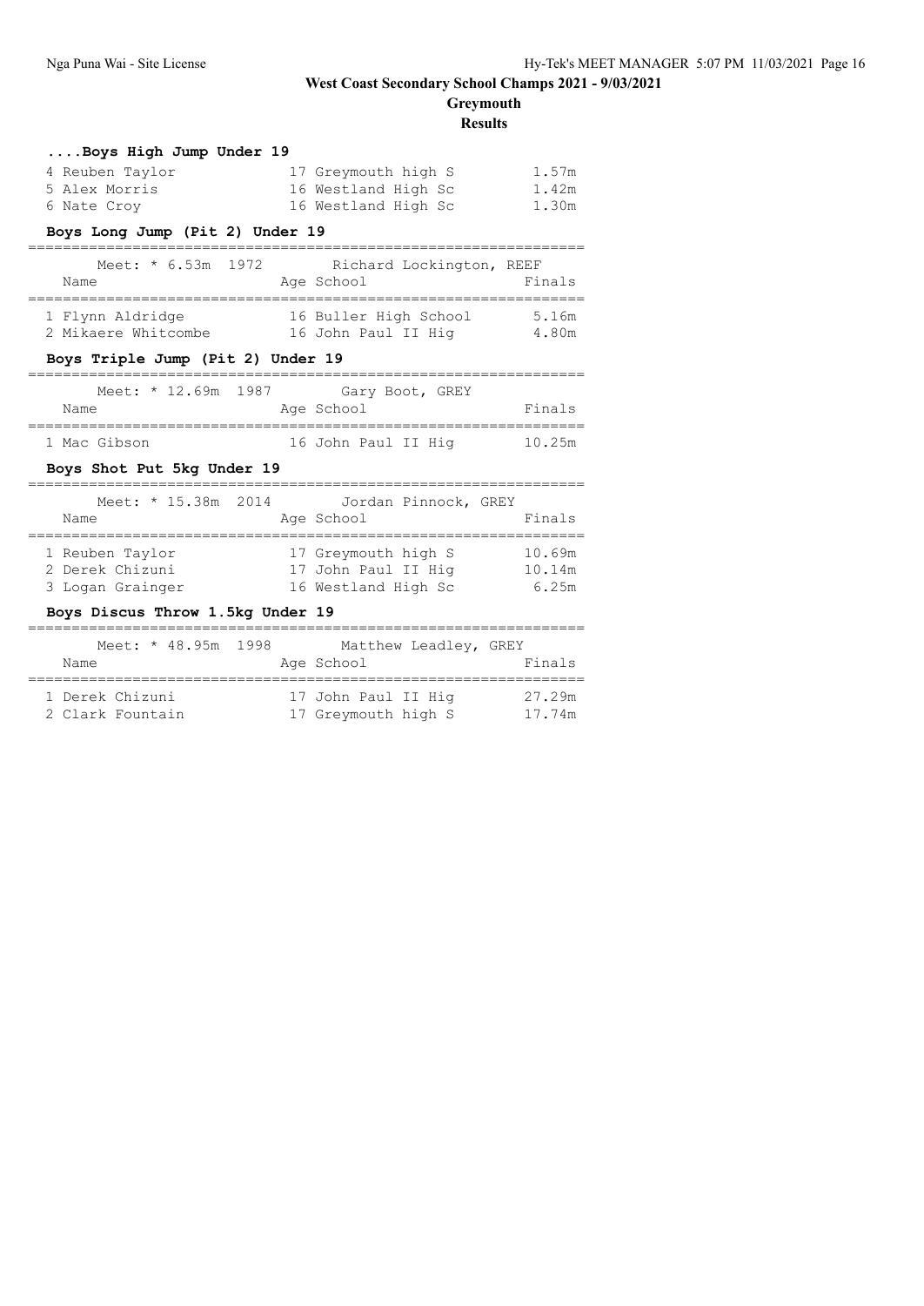West Coast Secondary School Champs 2021 - 9/03/2021

Greymouth

Results

### ....Boys High Jump Under 19

| | | | |
|---|---|---|---|
| 4 Reuben Taylor | 17 | Greymouth high S | 1.57m |
| 5 Alex Morris | 16 | Westland High Sc | 1.42m |
| 6 Nate Croy | 16 | Westland High Sc | 1.30m |

### Boys Long Jump (Pit 2) Under 19

Meet: * 6.53m 1972 Richard Lockington, REEF

| Name | Age | School | Finals |
|---|---|---|---|
| 1 Flynn Aldridge | 16 | Buller High School | 5.16m |
| 2 Mikaere Whitcombe | 16 | John Paul II Hig | 4.80m |

### Boys Triple Jump (Pit 2) Under 19

Meet: * 12.69m 1987 Gary Boot, GREY

| Name | Age | School | Finals |
|---|---|---|---|
| 1 Mac Gibson | 16 | John Paul II Hig | 10.25m |

### Boys Shot Put 5kg Under 19

Meet: * 15.38m 2014 Jordan Pinnock, GREY

| Name | Age | School | Finals |
|---|---|---|---|
| 1 Reuben Taylor | 17 | Greymouth high S | 10.69m |
| 2 Derek Chizuni | 17 | John Paul II Hig | 10.14m |
| 3 Logan Grainger | 16 | Westland High Sc | 6.25m |

### Boys Discus Throw 1.5kg Under 19

Meet: * 48.95m 1998 Matthew Leadley, GREY

| Name | Age | School | Finals |
|---|---|---|---|
| 1 Derek Chizuni | 17 | John Paul II Hig | 27.29m |
| 2 Clark Fountain | 17 | Greymouth high S | 17.74m |